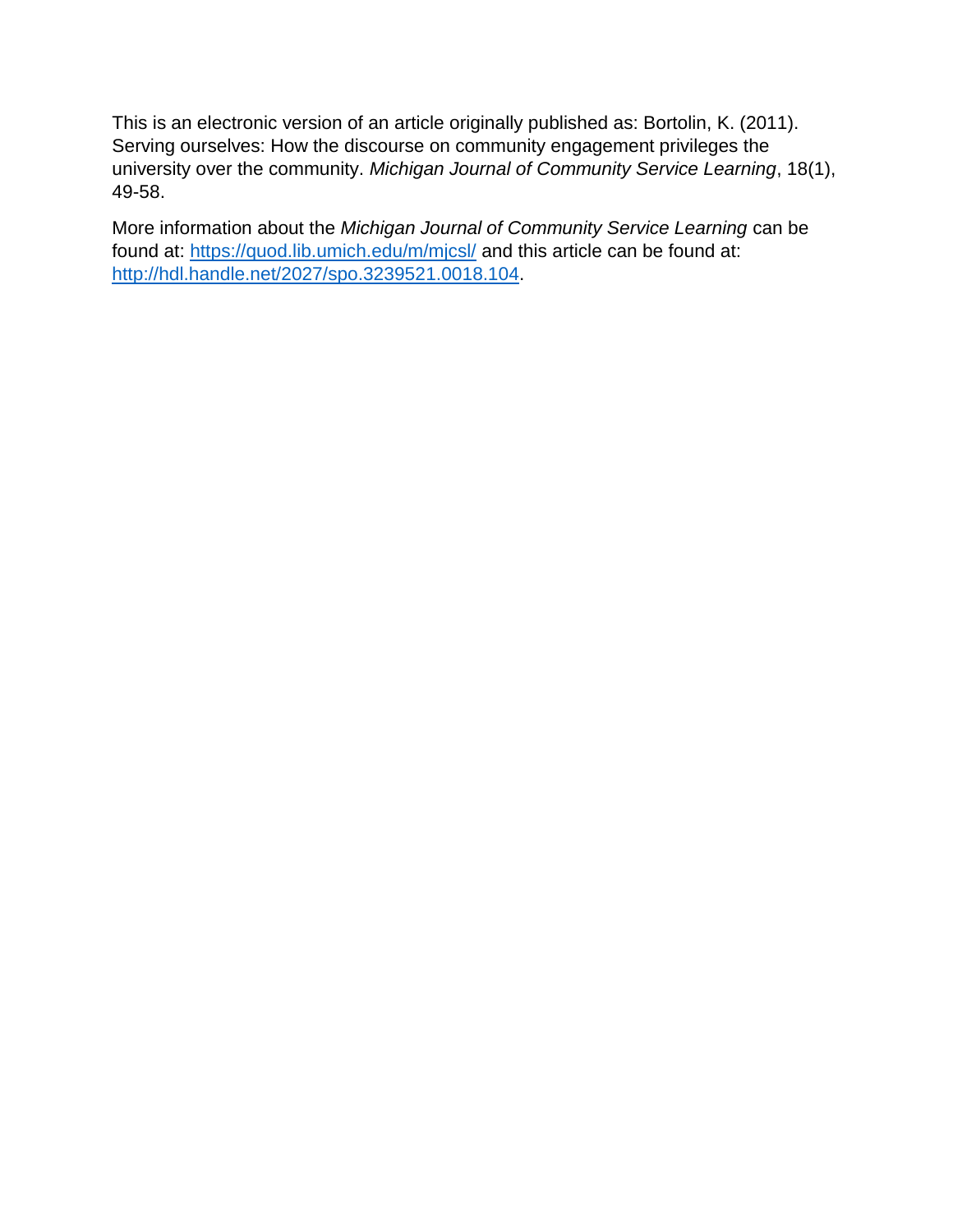This is an electronic version of an article originally published as: Bortolin, K. (2011). Serving ourselves: How the discourse on community engagement privileges the university over the community. *Michigan Journal of Community Service Learning*, 18(1), 49-58.

More information about the *Michigan Journal of Community Service Learning* can be found at: [https://quod.lib.umich.edu/m/mjcsl/](https://quod.lib.umich.edu/m/mjcsl/) and this article can be found at: [http://hdl.handle.net/2027/spo.3239521.0018.104](http://hdl.handle.net/2027/spo.3239521.0018.104).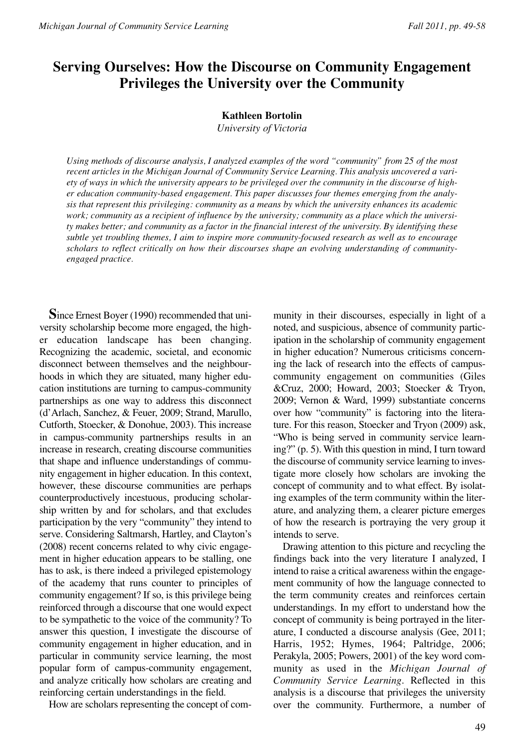# Serving Ourselves: How the Discourse on Community Engagement Privileges the University over the Community

**Kathleen Bortolin**
*University of Victoria*

*Using methods of discourse analysis, I analyzed examples of the word "community" from 25 of the most recent articles in the Michigan Journal of Community Service Learning. This analysis uncovered a variety of ways in which the university appears to be privileged over the community in the discourse of higher education community-based engagement. This paper discusses four themes emerging from the analysis that represent this privileging: community as a means by which the university enhances its academic work; community as a recipient of influence by the university; community as a place which the university makes better; and community as a factor in the financial interest of the university. By identifying these subtle yet troubling themes, I aim to inspire more community-focused research as well as to encourage scholars to reflect critically on how their discourses shape an evolving understanding of community-engaged practice.*

**S**ince Ernest Boyer (1990) recommended that university scholarship become more engaged, the higher education landscape has been changing. Recognizing the academic, societal, and economic disconnect between themselves and the neighbourhoods in which they are situated, many higher education institutions are turning to campus-community partnerships as one way to address this disconnect (d'Arlach, Sanchez, & Feuer, 2009; Strand, Marullo, Cutforth, Stoecker, & Donohue, 2003). This increase in campus-community partnerships results in an increase in research, creating discourse communities that shape and influence understandings of community engagement in higher education. In this context, however, these discourse communities are perhaps counterproductively incestuous, producing scholarship written by and for scholars, and that excludes participation by the very "community" they intend to serve. Considering Saltmarsh, Hartley, and Clayton's (2008) recent concerns related to why civic engagement in higher education appears to be stalling, one has to ask, is there indeed a privileged epistemology of the academy that runs counter to principles of community engagement? If so, is this privilege being reinforced through a discourse that one would expect to be sympathetic to the voice of the community? To answer this question, I investigate the discourse of community engagement in higher education, and in particular in community service learning, the most popular form of campus-community engagement, and analyze critically how scholars are creating and reinforcing certain understandings in the field.

How are scholars representing the concept of community in their discourses, especially in light of a noted, and suspicious, absence of community participation in the scholarship of community engagement in higher education? Numerous criticisms concerning the lack of research into the effects of campus-community engagement on communities (Giles &Cruz, 2000; Howard, 2003; Stoecker & Tryon, 2009; Vernon & Ward, 1999) substantiate concerns over how "community" is factoring into the literature. For this reason, Stoecker and Tryon (2009) ask, "Who is being served in community service learning?" (p. 5). With this question in mind, I turn toward the discourse of community service learning to investigate more closely how scholars are invoking the concept of community and to what effect. By isolating examples of the term community within the literature, and analyzing them, a clearer picture emerges of how the research is portraying the very group it intends to serve.

Drawing attention to this picture and recycling the findings back into the very literature I analyzed, I intend to raise a critical awareness within the engagement community of how the language connected to the term community creates and reinforces certain understandings. In my effort to understand how the concept of community is being portrayed in the literature, I conducted a discourse analysis (Gee, 2011; Harris, 1952; Hymes, 1964; Paltridge, 2006; Perakyla, 2005; Powers, 2001) of the key word community as used in the *Michigan Journal of Community Service Learning*. Reflected in this analysis is a discourse that privileges the university over the community. Furthermore, a number of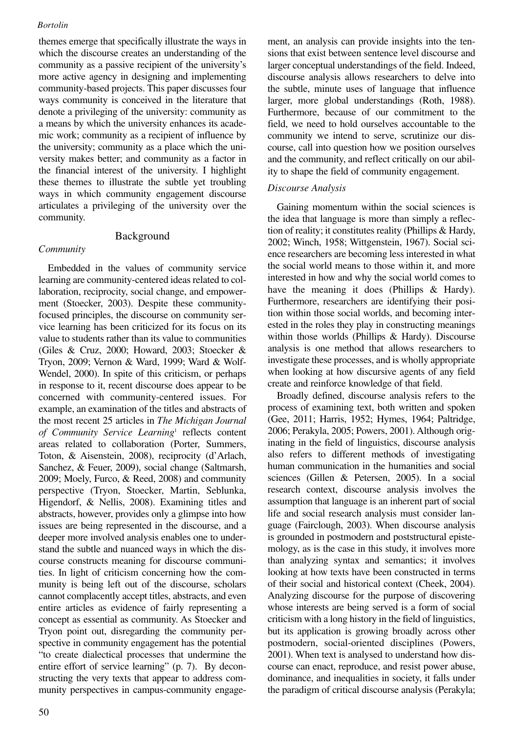themes emerge that specifically illustrate the ways in which the discourse creates an understanding of the community as a passive recipient of the university's more active agency in designing and implementing community-based projects. This paper discusses four ways community is conceived in the literature that denote a privileging of the university: community as a means by which the university enhances its academic work; community as a recipient of influence by the university; community as a place which the university makes better; and community as a factor in the financial interest of the university. I highlight these themes to illustrate the subtle yet troubling ways in which community engagement discourse articulates a privileging of the university over the community.

## Background

### *Community*

Embedded in the values of community service learning are community-centered ideas related to collaboration, reciprocity, social change, and empowerment (Stoecker, 2003). Despite these community-focused principles, the discourse on community service learning has been criticized for its focus on its value to students rather than its value to communities (Giles & Cruz, 2000; Howard, 2003; Stoecker & Tryon, 2009; Vernon & Ward, 1999; Ward & Wolf-Wendel, 2000). In spite of this criticism, or perhaps in response to it, recent discourse does appear to be concerned with community-centered issues. For example, an examination of the titles and abstracts of the most recent 25 articles in *The Michigan Journal of Community Service Learning*[1] reflects content areas related to collaboration (Porter, Summers, Toton, & Aisenstein, 2008), reciprocity (d'Arlach, Sanchez, & Feuer, 2009), social change (Saltmarsh, 2009; Moely, Furco, & Reed, 2008) and community perspective (Tryon, Stoecker, Martin, Seblunka, Higendorf, & Nellis, 2008). Examining titles and abstracts, however, provides only a glimpse into how issues are being represented in the discourse, and a deeper more involved analysis enables one to understand the subtle and nuanced ways in which the discourse constructs meaning for discourse communities. In light of criticism concerning how the community is being left out of the discourse, scholars cannot complacently accept titles, abstracts, and even entire articles as evidence of fairly representing a concept as essential as community. As Stoecker and Tryon point out, disregarding the community perspective in community engagement has the potential "to create dialectical processes that undermine the entire effort of service learning" (p. 7). By deconstructing the very texts that appear to address community perspectives in campus-community engagement, an analysis can provide insights into the tensions that exist between sentence level discourse and larger conceptual understandings of the field. Indeed, discourse analysis allows researchers to delve into the subtle, minute uses of language that influence larger, more global understandings (Roth, 1988). Furthermore, because of our commitment to the field, we need to hold ourselves accountable to the community we intend to serve, scrutinize our discourse, call into question how we position ourselves and the community, and reflect critically on our ability to shape the field of community engagement.

### *Discourse Analysis*

Gaining momentum within the social sciences is the idea that language is more than simply a reflection of reality; it constitutes reality (Phillips & Hardy, 2002; Winch, 1958; Wittgenstein, 1967). Social science researchers are becoming less interested in what the social world means to those within it, and more interested in how and why the social world comes to have the meaning it does (Phillips & Hardy). Furthermore, researchers are identifying their position within those social worlds, and becoming interested in the roles they play in constructing meanings within those worlds (Phillips & Hardy). Discourse analysis is one method that allows researchers to investigate these processes, and is wholly appropriate when looking at how discursive agents of any field create and reinforce knowledge of that field.

Broadly defined, discourse analysis refers to the process of examining text, both written and spoken (Gee, 2011; Harris, 1952; Hymes, 1964; Paltridge, 2006; Perakyla, 2005; Powers, 2001). Although originating in the field of linguistics, discourse analysis also refers to different methods of investigating human communication in the humanities and social sciences (Gillen & Petersen, 2005). In a social research context, discourse analysis involves the assumption that language is an inherent part of social life and social research analysis must consider language (Fairclough, 2003). When discourse analysis is grounded in postmodern and poststructural epistemology, as is the case in this study, it involves more than analyzing syntax and semantics; it involves looking at how texts have been constructed in terms of their social and historical context (Cheek, 2004). Analyzing discourse for the purpose of discovering whose interests are being served is a form of social criticism with a long history in the field of linguistics, but its application is growing broadly across other postmodern, social-oriented disciplines (Powers, 2001). When text is analysed to understand how discourse can enact, reproduce, and resist power abuse, dominance, and inequalities in society, it falls under the paradigm of critical discourse analysis (Perakyla;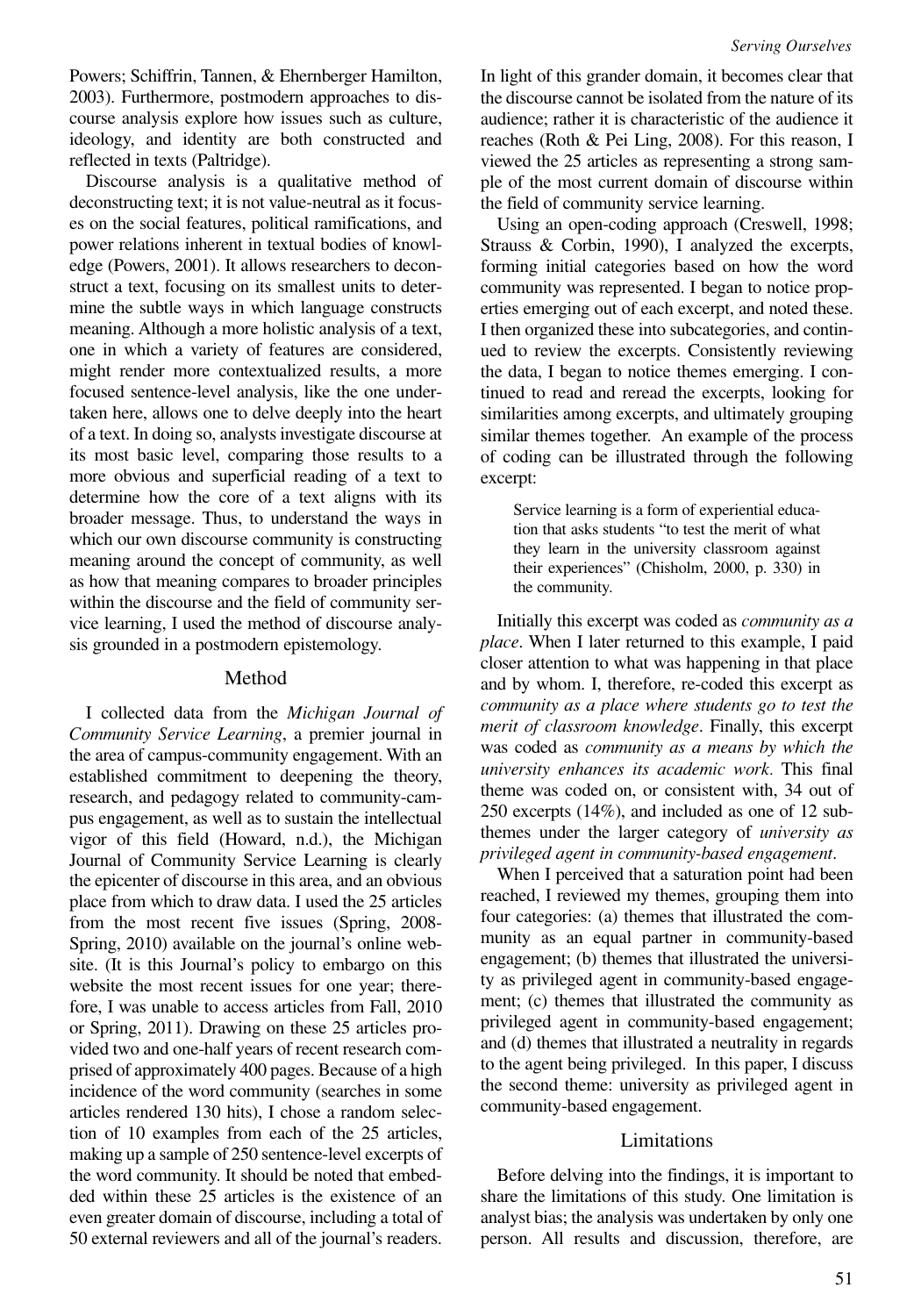Powers; Schiffrin, Tannen, & Ehernberger Hamilton, 2003). Furthermore, postmodern approaches to discourse analysis explore how issues such as culture, ideology, and identity are both constructed and reflected in texts (Paltridge).

Discourse analysis is a qualitative method of deconstructing text; it is not value-neutral as it focuses on the social features, political ramifications, and power relations inherent in textual bodies of knowledge (Powers, 2001). It allows researchers to deconstruct a text, focusing on its smallest units to determine the subtle ways in which language constructs meaning. Although a more holistic analysis of a text, one in which a variety of features are considered, might render more contextualized results, a more focused sentence-level analysis, like the one undertaken here, allows one to delve deeply into the heart of a text. In doing so, analysts investigate discourse at its most basic level, comparing those results to a more obvious and superficial reading of a text to determine how the core of a text aligns with its broader message. Thus, to understand the ways in which our own discourse community is constructing meaning around the concept of community, as well as how that meaning compares to broader principles within the discourse and the field of community service learning, I used the method of discourse analysis grounded in a postmodern epistemology.

## Method

I collected data from the *Michigan Journal of Community Service Learning*, a premier journal in the area of campus-community engagement. With an established commitment to deepening the theory, research, and pedagogy related to community-campus engagement, as well as to sustain the intellectual vigor of this field (Howard, n.d.), the Michigan Journal of Community Service Learning is clearly the epicenter of discourse in this area, and an obvious place from which to draw data. I used the 25 articles from the most recent five issues (Spring, 2008-Spring, 2010) available on the journal's online website. (It is this Journal's policy to embargo on this website the most recent issues for one year; therefore, I was unable to access articles from Fall, 2010 or Spring, 2011). Drawing on these 25 articles provided two and one-half years of recent research comprised of approximately 400 pages. Because of a high incidence of the word community (searches in some articles rendered 130 hits), I chose a random selection of 10 examples from each of the 25 articles, making up a sample of 250 sentence-level excerpts of the word community. It should be noted that embedded within these 25 articles is the existence of an even greater domain of discourse, including a total of 50 external reviewers and all of the journal's readers. In light of this grander domain, it becomes clear that the discourse cannot be isolated from the nature of its audience; rather it is characteristic of the audience it reaches (Roth & Pei Ling, 2008). For this reason, I viewed the 25 articles as representing a strong sample of the most current domain of discourse within the field of community service learning.

Using an open-coding approach (Creswell, 1998; Strauss & Corbin, 1990), I analyzed the excerpts, forming initial categories based on how the word community was represented. I began to notice properties emerging out of each excerpt, and noted these. I then organized these into subcategories, and continued to review the excerpts. Consistently reviewing the data, I began to notice themes emerging. I continued to read and reread the excerpts, looking for similarities among excerpts, and ultimately grouping similar themes together. An example of the process of coding can be illustrated through the following excerpt:

> Service learning is a form of experiential education that asks students "to test the merit of what they learn in the university classroom against their experiences" (Chisholm, 2000, p. 330) in the community.

Initially this excerpt was coded as *community as a place*. When I later returned to this example, I paid closer attention to what was happening in that place and by whom. I, therefore, re-coded this excerpt as *community as a place where students go to test the merit of classroom knowledge*. Finally, this excerpt was coded as *community as a means by which the university enhances its academic work*. This final theme was coded on, or consistent with, 34 out of 250 excerpts (14%), and included as one of 12 subthemes under the larger category of *university as privileged agent in community-based engagement*.

When I perceived that a saturation point had been reached, I reviewed my themes, grouping them into four categories: (a) themes that illustrated the community as an equal partner in community-based engagement; (b) themes that illustrated the university as privileged agent in community-based engagement; (c) themes that illustrated the community as privileged agent in community-based engagement; and (d) themes that illustrated a neutrality in regards to the agent being privileged. In this paper, I discuss the second theme: university as privileged agent in community-based engagement.

## Limitations

Before delving into the findings, it is important to share the limitations of this study. One limitation is analyst bias; the analysis was undertaken by only one person. All results and discussion, therefore, are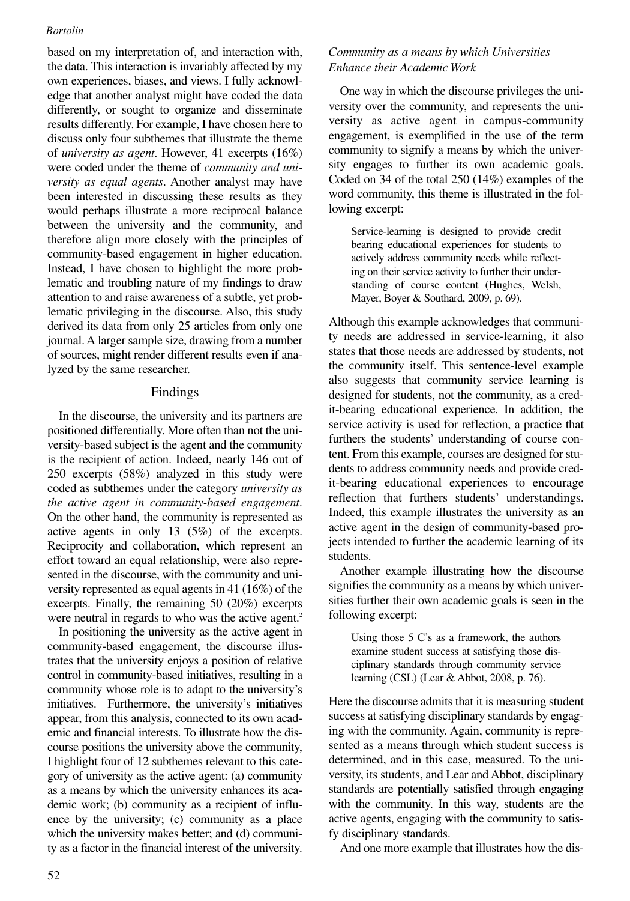based on my interpretation of, and interaction with, the data. This interaction is invariably affected by my own experiences, biases, and views. I fully acknowledge that another analyst might have coded the data differently, or sought to organize and disseminate results differently. For example, I have chosen here to discuss only four subthemes that illustrate the theme of *university as agent*. However, 41 excerpts (16%) were coded under the theme of *community and university as equal agents*. Another analyst may have been interested in discussing these results as they would perhaps illustrate a more reciprocal balance between the university and the community, and therefore align more closely with the principles of community-based engagement in higher education. Instead, I have chosen to highlight the more problematic and troubling nature of my findings to draw attention to and raise awareness of a subtle, yet problematic privileging in the discourse. Also, this study derived its data from only 25 articles from only one journal. A larger sample size, drawing from a number of sources, might render different results even if analyzed by the same researcher.

## Findings

In the discourse, the university and its partners are positioned differentially. More often than not the university-based subject is the agent and the community is the recipient of action. Indeed, nearly 146 out of 250 excerpts (58%) analyzed in this study were coded as subthemes under the category *university as the active agent in community-based engagement*. On the other hand, the community is represented as active agents in only 13 (5%) of the excerpts. Reciprocity and collaboration, which represent an effort toward an equal relationship, were also represented in the discourse, with the community and university represented as equal agents in 41 (16%) of the excerpts. Finally, the remaining 50 (20%) excerpts were neutral in regards to who was the active agent.[2]

In positioning the university as the active agent in community-based engagement, the discourse illustrates that the university enjoys a position of relative control in community-based initiatives, resulting in a community whose role is to adapt to the university's initiatives. Furthermore, the university's initiatives appear, from this analysis, connected to its own academic and financial interests. To illustrate how the discourse positions the university above the community, I highlight four of 12 subthemes relevant to this category of university as the active agent: (a) community as a means by which the university enhances its academic work; (b) community as a recipient of influence by the university; (c) community as a place which the university makes better; and (d) community as a factor in the financial interest of the university.

### *Community as a means by which Universities Enhance their Academic Work*

One way in which the discourse privileges the university over the community, and represents the university as active agent in campus-community engagement, is exemplified in the use of the term community to signify a means by which the university engages to further its own academic goals. Coded on 34 of the total 250 (14%) examples of the word community, this theme is illustrated in the following excerpt:

> Service-learning is designed to provide credit bearing educational experiences for students to actively address community needs while reflecting on their service activity to further their understanding of course content (Hughes, Welsh, Mayer, Boyer & Southard, 2009, p. 69).

Although this example acknowledges that community needs are addressed in service-learning, it also states that those needs are addressed by students, not the community itself. This sentence-level example also suggests that community service learning is designed for students, not the community, as a credit-bearing educational experience. In addition, the service activity is used for reflection, a practice that furthers the students' understanding of course content. From this example, courses are designed for students to address community needs and provide credit-bearing educational experiences to encourage reflection that furthers students' understandings. Indeed, this example illustrates the university as an active agent in the design of community-based projects intended to further the academic learning of its students.

Another example illustrating how the discourse signifies the community as a means by which universities further their own academic goals is seen in the following excerpt:

> Using those 5 C's as a framework, the authors examine student success at satisfying those disciplinary standards through community service learning (CSL) (Lear & Abbot, 2008, p. 76).

Here the discourse admits that it is measuring student success at satisfying disciplinary standards by engaging with the community. Again, community is represented as a means through which student success is determined, and in this case, measured. To the university, its students, and Lear and Abbot, disciplinary standards are potentially satisfied through engaging with the community. In this way, students are the active agents, engaging with the community to satisfy disciplinary standards.

And one more example that illustrates how the dis-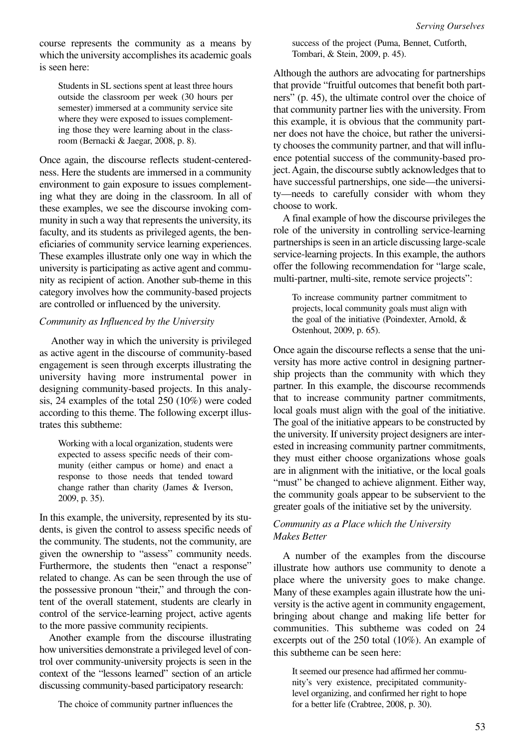course represents the community as a means by which the university accomplishes its academic goals is seen here:

> Students in SL sections spent at least three hours outside the classroom per week (30 hours per semester) immersed at a community service site where they were exposed to issues complementing those they were learning about in the classroom (Bernacki & Jaegar, 2008, p. 8).

Once again, the discourse reflects student-centeredness. Here the students are immersed in a community environment to gain exposure to issues complementing what they are doing in the classroom. In all of these examples, we see the discourse invoking community in such a way that represents the university, its faculty, and its students as privileged agents, the beneficiaries of community service learning experiences. These examples illustrate only one way in which the university is participating as active agent and community as recipient of action. Another sub-theme in this category involves how the community-based projects are controlled or influenced by the university.

### *Community as Influenced by the University*

Another way in which the university is privileged as active agent in the discourse of community-based engagement is seen through excerpts illustrating the university having more instrumental power in designing community-based projects. In this analysis, 24 examples of the total 250 (10%) were coded according to this theme. The following excerpt illustrates this subtheme:

> Working with a local organization, students were expected to assess specific needs of their community (either campus or home) and enact a response to those needs that tended toward change rather than charity (James & Iverson, 2009, p. 35).

In this example, the university, represented by its students, is given the control to assess specific needs of the community. The students, not the community, are given the ownership to "assess" community needs. Furthermore, the students then "enact a response" related to change. As can be seen through the use of the possessive pronoun "their," and through the content of the overall statement, students are clearly in control of the service-learning project, active agents to the more passive community recipients.

Another example from the discourse illustrating how universities demonstrate a privileged level of control over community-university projects is seen in the context of the "lessons learned" section of an article discussing community-based participatory research:

> The choice of community partner influences the success of the project (Puma, Bennet, Cutforth, Tombari, & Stein, 2009, p. 45).

Although the authors are advocating for partnerships that provide "fruitful outcomes that benefit both partners" (p. 45), the ultimate control over the choice of that community partner lies with the university. From this example, it is obvious that the community partner does not have the choice, but rather the university chooses the community partner, and that will influence potential success of the community-based project. Again, the discourse subtly acknowledges that to have successful partnerships, one side—the university—needs to carefully consider with whom they choose to work.

A final example of how the discourse privileges the role of the university in controlling service-learning partnerships is seen in an article discussing large-scale service-learning projects. In this example, the authors offer the following recommendation for "large scale, multi-partner, multi-site, remote service projects":

> To increase community partner commitment to projects, local community goals must align with the goal of the initiative (Poindexter, Arnold, & Ostenhout, 2009, p. 65).

Once again the discourse reflects a sense that the university has more active control in designing partnership projects than the community with which they partner. In this example, the discourse recommends that to increase community partner commitments, local goals must align with the goal of the initiative. The goal of the initiative appears to be constructed by the university. If university project designers are interested in increasing community partner commitments, they must either choose organizations whose goals are in alignment with the initiative, or the local goals "must" be changed to achieve alignment. Either way, the community goals appear to be subservient to the greater goals of the initiative set by the university.

### *Community as a Place which the University Makes Better*

A number of the examples from the discourse illustrate how authors use community to denote a place where the university goes to make change. Many of these examples again illustrate how the university is the active agent in community engagement, bringing about change and making life better for communities. This subtheme was coded on 24 excerpts out of the 250 total (10%). An example of this subtheme can be seen here:

> It seemed our presence had affirmed her community's very existence, precipitated community-level organizing, and confirmed her right to hope for a better life (Crabtree, 2008, p. 30).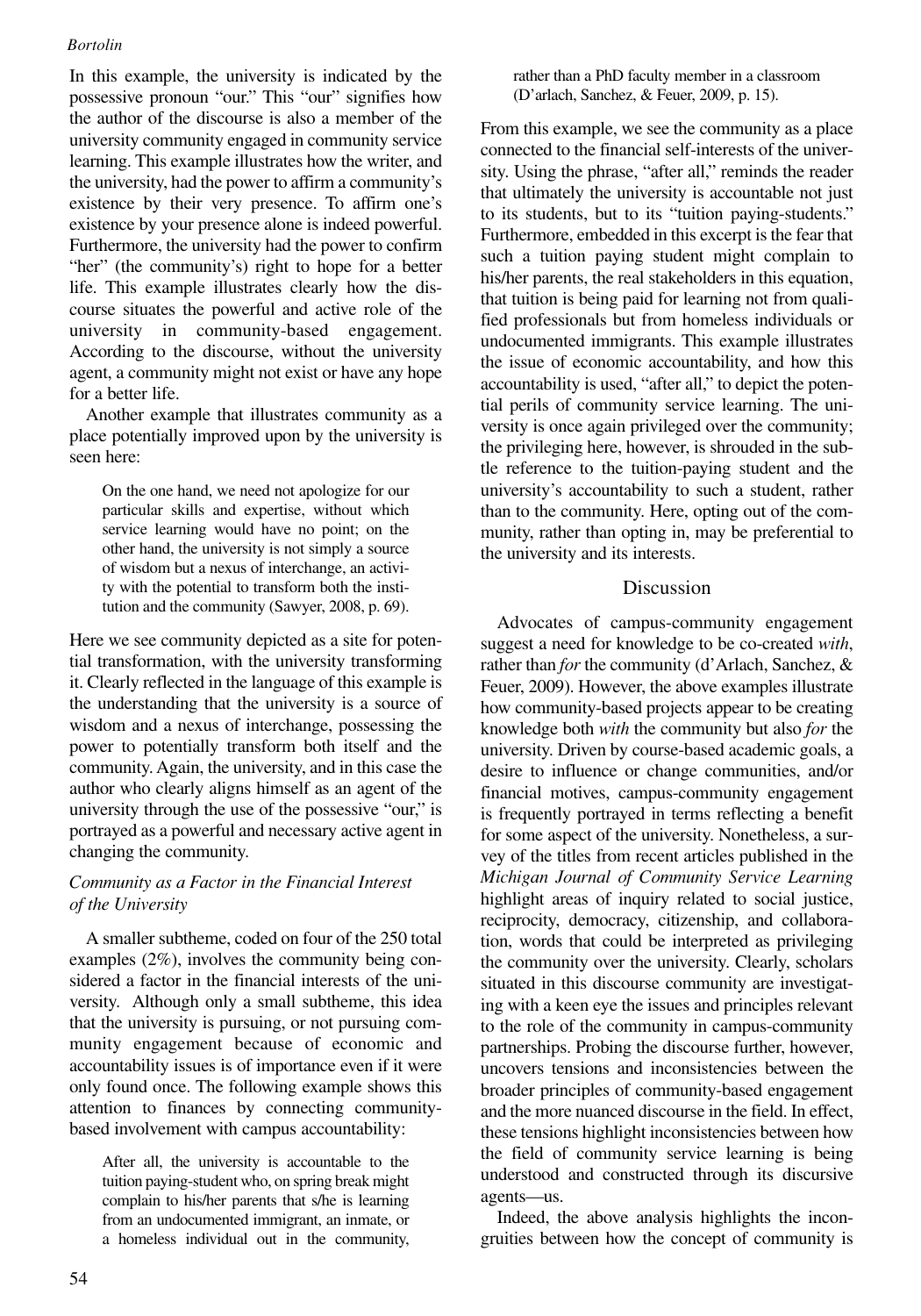In this example, the university is indicated by the possessive pronoun "our." This "our" signifies how the author of the discourse is also a member of the university community engaged in community service learning. This example illustrates how the writer, and the university, had the power to affirm a community's existence by their very presence. To affirm one's existence by your presence alone is indeed powerful. Furthermore, the university had the power to confirm "her" (the community's) right to hope for a better life. This example illustrates clearly how the discourse situates the powerful and active role of the university in community-based engagement. According to the discourse, without the university agent, a community might not exist or have any hope for a better life.

Another example that illustrates community as a place potentially improved upon by the university is seen here:

> On the one hand, we need not apologize for our particular skills and expertise, without which service learning would have no point; on the other hand, the university is not simply a source of wisdom but a nexus of interchange, an activity with the potential to transform both the institution and the community (Sawyer, 2008, p. 69).

Here we see community depicted as a site for potential transformation, with the university transforming it. Clearly reflected in the language of this example is the understanding that the university is a source of wisdom and a nexus of interchange, possessing the power to potentially transform both itself and the community. Again, the university, and in this case the author who clearly aligns himself as an agent of the university through the use of the possessive "our," is portrayed as a powerful and necessary active agent in changing the community.

### *Community as a Factor in the Financial Interest of the University*

A smaller subtheme, coded on four of the 250 total examples (2%), involves the community being considered a factor in the financial interests of the university. Although only a small subtheme, this idea that the university is pursuing, or not pursuing community engagement because of economic and accountability issues is of importance even if it were only found once. The following example shows this attention to finances by connecting community-based involvement with campus accountability:

> After all, the university is accountable to the tuition paying-student who, on spring break might complain to his/her parents that s/he is learning from an undocumented immigrant, an inmate, or a homeless individual out in the community, rather than a PhD faculty member in a classroom (D'arlach, Sanchez, & Feuer, 2009, p. 15).

From this example, we see the community as a place connected to the financial self-interests of the university. Using the phrase, "after all," reminds the reader that ultimately the university is accountable not just to its students, but to its "tuition paying-students." Furthermore, embedded in this excerpt is the fear that such a tuition paying student might complain to his/her parents, the real stakeholders in this equation, that tuition is being paid for learning not from qualified professionals but from homeless individuals or undocumented immigrants. This example illustrates the issue of economic accountability, and how this accountability is used, "after all," to depict the potential perils of community service learning. The university is once again privileged over the community; the privileging here, however, is shrouded in the subtle reference to the tuition-paying student and the university's accountability to such a student, rather than to the community. Here, opting out of the community, rather than opting in, may be preferential to the university and its interests.

## Discussion

Advocates of campus-community engagement suggest a need for knowledge to be co-created *with*, rather than *for* the community (d'Arlach, Sanchez, & Feuer, 2009). However, the above examples illustrate how community-based projects appear to be creating knowledge both *with* the community but also *for* the university. Driven by course-based academic goals, a desire to influence or change communities, and/or financial motives, campus-community engagement is frequently portrayed in terms reflecting a benefit for some aspect of the university. Nonetheless, a survey of the titles from recent articles published in the *Michigan Journal of Community Service Learning* highlight areas of inquiry related to social justice, reciprocity, democracy, citizenship, and collaboration, words that could be interpreted as privileging the community over the university. Clearly, scholars situated in this discourse community are investigating with a keen eye the issues and principles relevant to the role of the community in campus-community partnerships. Probing the discourse further, however, uncovers tensions and inconsistencies between the broader principles of community-based engagement and the more nuanced discourse in the field. In effect, these tensions highlight inconsistencies between how the field of community service learning is being understood and constructed through its discursive agents—us.

Indeed, the above analysis highlights the incongruities between how the concept of community is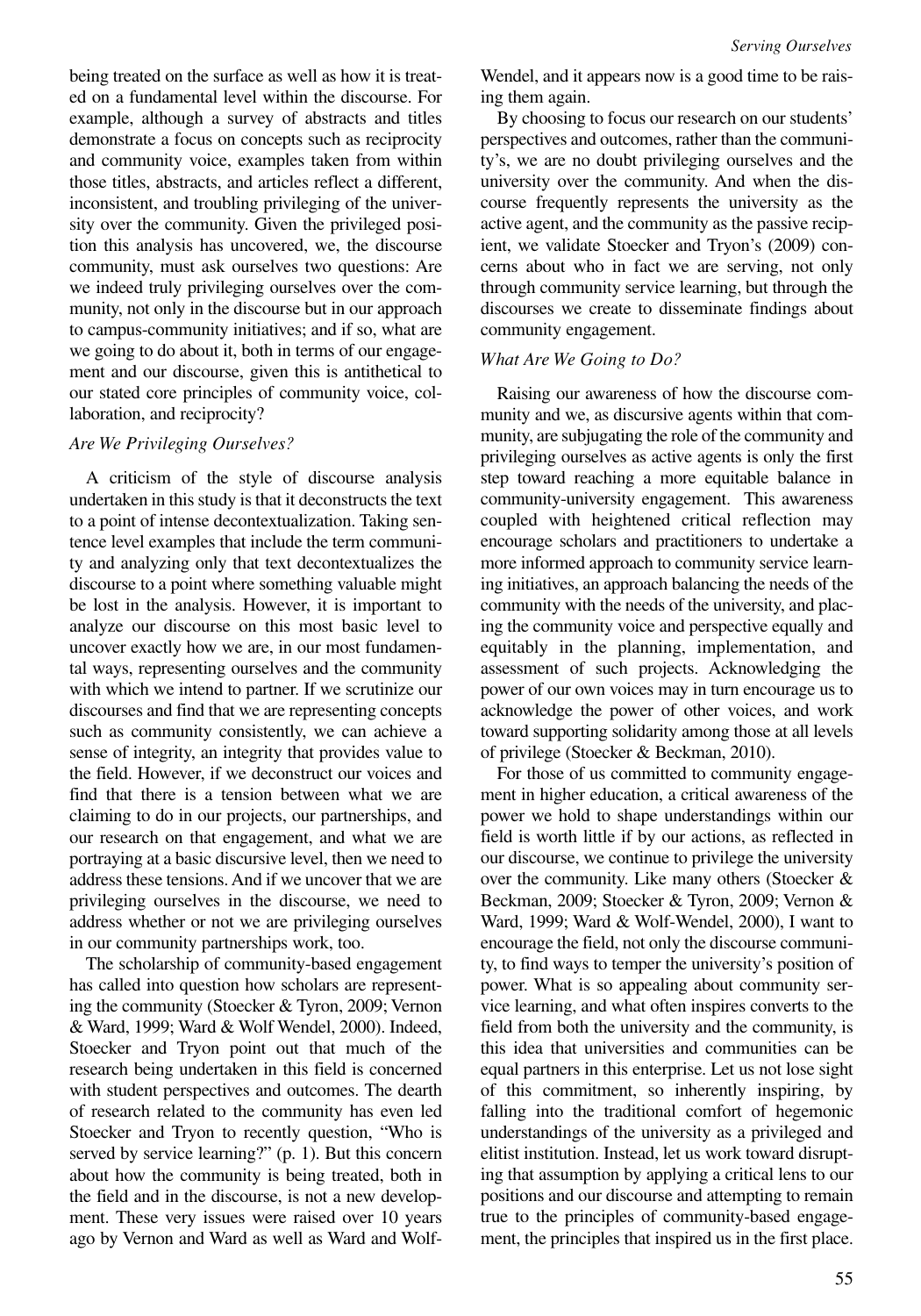being treated on the surface as well as how it is treated on a fundamental level within the discourse. For example, although a survey of abstracts and titles demonstrate a focus on concepts such as reciprocity and community voice, examples taken from within those titles, abstracts, and articles reflect a different, inconsistent, and troubling privileging of the university over the community. Given the privileged position this analysis has uncovered, we, the discourse community, must ask ourselves two questions: Are we indeed truly privileging ourselves over the community, not only in the discourse but in our approach to campus-community initiatives; and if so, what are we going to do about it, both in terms of our engagement and our discourse, given this is antithetical to our stated core principles of community voice, collaboration, and reciprocity?

### *Are We Privileging Ourselves?*

A criticism of the style of discourse analysis undertaken in this study is that it deconstructs the text to a point of intense decontextualization. Taking sentence level examples that include the term community and analyzing only that text decontextualizes the discourse to a point where something valuable might be lost in the analysis. However, it is important to analyze our discourse on this most basic level to uncover exactly how we are, in our most fundamental ways, representing ourselves and the community with which we intend to partner. If we scrutinize our discourses and find that we are representing concepts such as community consistently, we can achieve a sense of integrity, an integrity that provides value to the field. However, if we deconstruct our voices and find that there is a tension between what we are claiming to do in our projects, our partnerships, and our research on that engagement, and what we are portraying at a basic discursive level, then we need to address these tensions. And if we uncover that we are privileging ourselves in the discourse, we need to address whether or not we are privileging ourselves in our community partnerships work, too.

The scholarship of community-based engagement has called into question how scholars are representing the community (Stoecker & Tyron, 2009; Vernon & Ward, 1999; Ward & Wolf Wendel, 2000). Indeed, Stoecker and Tryon point out that much of the research being undertaken in this field is concerned with student perspectives and outcomes. The dearth of research related to the community has even led Stoecker and Tryon to recently question, "Who is served by service learning?" (p. 1). But this concern about how the community is being treated, both in the field and in the discourse, is not a new development. These very issues were raised over 10 years ago by Vernon and Ward as well as Ward and Wolf-Wendel, and it appears now is a good time to be raising them again.

By choosing to focus our research on our students' perspectives and outcomes, rather than the community's, we are no doubt privileging ourselves and the university over the community. And when the discourse frequently represents the university as the active agent, and the community as the passive recipient, we validate Stoecker and Tryon's (2009) concerns about who in fact we are serving, not only through community service learning, but through the discourses we create to disseminate findings about community engagement.

### *What Are We Going to Do?*

Raising our awareness of how the discourse community and we, as discursive agents within that community, are subjugating the role of the community and privileging ourselves as active agents is only the first step toward reaching a more equitable balance in community-university engagement. This awareness coupled with heightened critical reflection may encourage scholars and practitioners to undertake a more informed approach to community service learning initiatives, an approach balancing the needs of the community with the needs of the university, and placing the community voice and perspective equally and equitably in the planning, implementation, and assessment of such projects. Acknowledging the power of our own voices may in turn encourage us to acknowledge the power of other voices, and work toward supporting solidarity among those at all levels of privilege (Stoecker & Beckman, 2010).

For those of us committed to community engagement in higher education, a critical awareness of the power we hold to shape understandings within our field is worth little if by our actions, as reflected in our discourse, we continue to privilege the university over the community. Like many others (Stoecker & Beckman, 2009; Stoecker & Tyron, 2009; Vernon & Ward, 1999; Ward & Wolf-Wendel, 2000), I want to encourage the field, not only the discourse community, to find ways to temper the university's position of power. What is so appealing about community service learning, and what often inspires converts to the field from both the university and the community, is this idea that universities and communities can be equal partners in this enterprise. Let us not lose sight of this commitment, so inherently inspiring, by falling into the traditional comfort of hegemonic understandings of the university as a privileged and elitist institution. Instead, let us work toward disrupting that assumption by applying a critical lens to our positions and our discourse and attempting to remain true to the principles of community-based engagement, the principles that inspired us in the first place.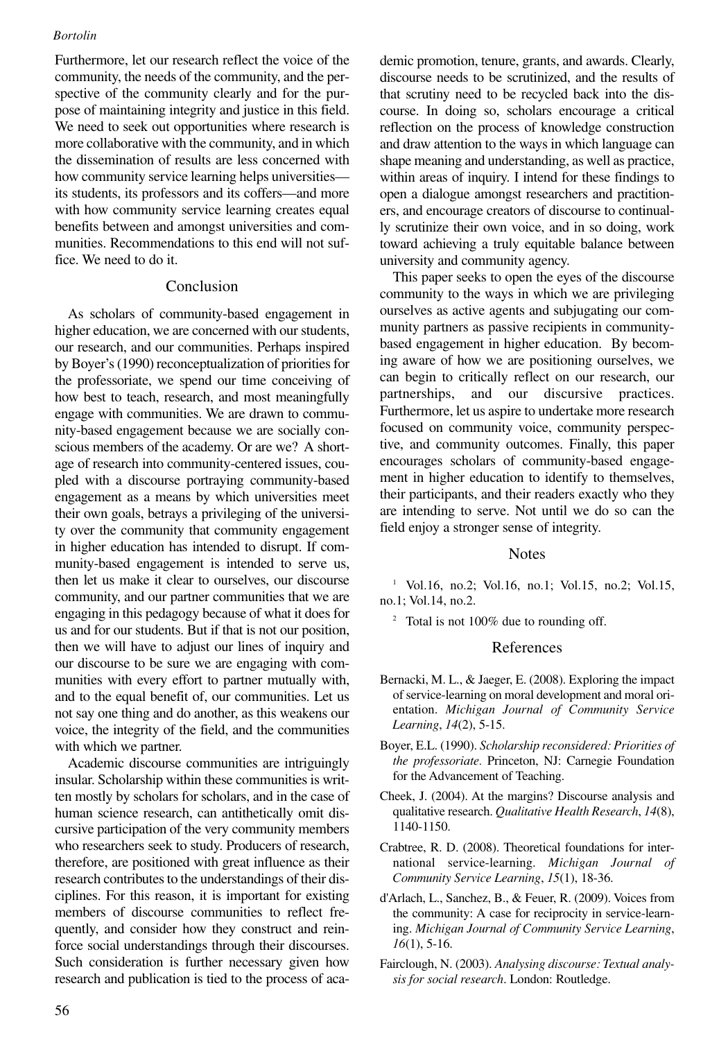Furthermore, let our research reflect the voice of the community, the needs of the community, and the perspective of the community clearly and for the purpose of maintaining integrity and justice in this field. We need to seek out opportunities where research is more collaborative with the community, and in which the dissemination of results are less concerned with how community service learning helps universities—its students, its professors and its coffers—and more with how community service learning creates equal benefits between and amongst universities and communities. Recommendations to this end will not suffice. We need to do it.

## Conclusion

As scholars of community-based engagement in higher education, we are concerned with our students, our research, and our communities. Perhaps inspired by Boyer's (1990) reconceptualization of priorities for the professoriate, we spend our time conceiving of how best to teach, research, and most meaningfully engage with communities. We are drawn to community-based engagement because we are socially conscious members of the academy. Or are we? A shortage of research into community-centered issues, coupled with a discourse portraying community-based engagement as a means by which universities meet their own goals, betrays a privileging of the university over the community that community engagement in higher education has intended to disrupt. If community-based engagement is intended to serve us, then let us make it clear to ourselves, our discourse community, and our partner communities that we are engaging in this pedagogy because of what it does for us and for our students. But if that is not our position, then we will have to adjust our lines of inquiry and our discourse to be sure we are engaging with communities with every effort to partner mutually with, and to the equal benefit of, our communities. Let us not say one thing and do another, as this weakens our voice, the integrity of the field, and the communities with which we partner.

Academic discourse communities are intriguingly insular. Scholarship within these communities is written mostly by scholars for scholars, and in the case of human science research, can antithetically omit discursive participation of the very community members who researchers seek to study. Producers of research, therefore, are positioned with great influence as their research contributes to the understandings of their disciplines. For this reason, it is important for existing members of discourse communities to reflect frequently, and consider how they construct and reinforce social understandings through their discourses. Such consideration is further necessary given how research and publication is tied to the process of academic promotion, tenure, grants, and awards. Clearly, discourse needs to be scrutinized, and the results of that scrutiny need to be recycled back into the discourse. In doing so, scholars encourage a critical reflection on the process of knowledge construction and draw attention to the ways in which language can shape meaning and understanding, as well as practice, within areas of inquiry. I intend for these findings to open a dialogue amongst researchers and practitioners, and encourage creators of discourse to continually scrutinize their own voice, and in so doing, work toward achieving a truly equitable balance between university and community agency.

This paper seeks to open the eyes of the discourse community to the ways in which we are privileging ourselves as active agents and subjugating our community partners as passive recipients in community-based engagement in higher education. By becoming aware of how we are positioning ourselves, we can begin to critically reflect on our research, our partnerships, and our discursive practices. Furthermore, let us aspire to undertake more research focused on community voice, community perspective, and community outcomes. Finally, this paper encourages scholars of community-based engagement in higher education to identify to themselves, their participants, and their readers exactly who they are intending to serve. Not until we do so can the field enjoy a stronger sense of integrity.

## Notes

[1] Vol.16, no.2; Vol.16, no.1; Vol.15, no.2; Vol.15, no.1; Vol.14, no.2.

[2] Total is not 100% due to rounding off.

## References

Bernacki, M. L., & Jaeger, E. (2008). Exploring the impact of service-learning on moral development and moral orientation. *Michigan Journal of Community Service Learning*, *14*(2), 5-15.

Boyer, E.L. (1990). *Scholarship reconsidered: Priorities of the professoriate*. Princeton, NJ: Carnegie Foundation for the Advancement of Teaching.

Cheek, J. (2004). At the margins? Discourse analysis and qualitative research. *Qualitative Health Research*, *14*(8), 1140-1150.

Crabtree, R. D. (2008). Theoretical foundations for international service-learning. *Michigan Journal of Community Service Learning*, *15*(1), 18-36.

d'Arlach, L., Sanchez, B., & Feuer, R. (2009). Voices from the community: A case for reciprocity in service-learning. *Michigan Journal of Community Service Learning*, *16*(1), 5-16.

Fairclough, N. (2003). *Analysing discourse: Textual analysis for social research*. London: Routledge.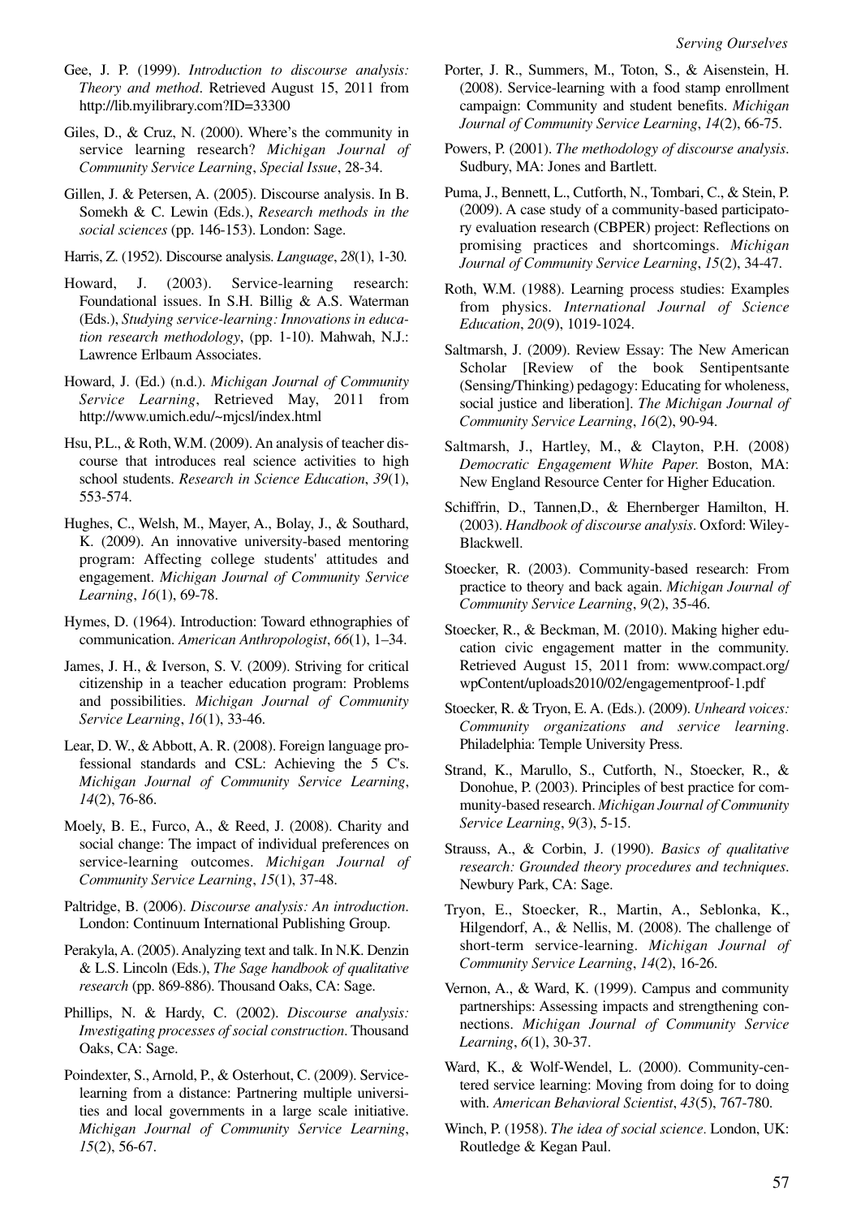Gee, J. P. (1999). *Introduction to discourse analysis: Theory and method*. Retrieved August 15, 2011 from http://lib.myilibrary.com?ID=33300

Giles, D., & Cruz, N. (2000). Where's the community in service learning research? *Michigan Journal of Community Service Learning*, *Special Issue*, 28-34.

Gillen, J. & Petersen, A. (2005). Discourse analysis. In B. Somekh & C. Lewin (Eds.), *Research methods in the social sciences* (pp. 146-153). London: Sage.

Harris, Z. (1952). Discourse analysis. *Language*, *28*(1), 1-30.

Howard, J. (2003). Service-learning research: Foundational issues. In S.H. Billig & A.S. Waterman (Eds.), *Studying service-learning: Innovations in education research methodology*, (pp. 1-10). Mahwah, N.J.: Lawrence Erlbaum Associates.

Howard, J. (Ed.) (n.d.). *Michigan Journal of Community Service Learning*, Retrieved May, 2011 from http://www.umich.edu/~mjcsl/index.html

Hsu, P.L., & Roth, W.M. (2009). An analysis of teacher discourse that introduces real science activities to high school students. *Research in Science Education*, *39*(1), 553-574.

Hughes, C., Welsh, M., Mayer, A., Bolay, J., & Southard, K. (2009). An innovative university-based mentoring program: Affecting college students' attitudes and engagement. *Michigan Journal of Community Service Learning*, *16*(1), 69-78.

Hymes, D. (1964). Introduction: Toward ethnographies of communication. *American Anthropologist*, *66*(1), 1–34.

James, J. H., & Iverson, S. V. (2009). Striving for critical citizenship in a teacher education program: Problems and possibilities. *Michigan Journal of Community Service Learning*, *16*(1), 33-46.

Lear, D. W., & Abbott, A. R. (2008). Foreign language professional standards and CSL: Achieving the 5 C's. *Michigan Journal of Community Service Learning*, *14*(2), 76-86.

Moely, B. E., Furco, A., & Reed, J. (2008). Charity and social change: The impact of individual preferences on service-learning outcomes. *Michigan Journal of Community Service Learning*, *15*(1), 37-48.

Paltridge, B. (2006). *Discourse analysis: An introduction*. London: Continuum International Publishing Group.

Perakyla, A. (2005). Analyzing text and talk. In N.K. Denzin & L.S. Lincoln (Eds.), *The Sage handbook of qualitative research* (pp. 869-886). Thousand Oaks, CA: Sage.

Phillips, N. & Hardy, C. (2002). *Discourse analysis: Investigating processes of social construction*. Thousand Oaks, CA: Sage.

Poindexter, S., Arnold, P., & Osterhout, C. (2009). Service-learning from a distance: Partnering multiple universities and local governments in a large scale initiative. *Michigan Journal of Community Service Learning*, *15*(2), 56-67.

Porter, J. R., Summers, M., Toton, S., & Aisenstein, H. (2008). Service-learning with a food stamp enrollment campaign: Community and student benefits. *Michigan Journal of Community Service Learning*, *14*(2), 66-75.

Powers, P. (2001). *The methodology of discourse analysis*. Sudbury, MA: Jones and Bartlett.

Puma, J., Bennett, L., Cutforth, N., Tombari, C., & Stein, P. (2009). A case study of a community-based participatory evaluation research (CBPER) project: Reflections on promising practices and shortcomings. *Michigan Journal of Community Service Learning*, *15*(2), 34-47.

Roth, W.M. (1988). Learning process studies: Examples from physics. *International Journal of Science Education*, *20*(9), 1019-1024.

Saltmarsh, J. (2009). Review Essay: The New American Scholar [Review of the book Sentipentsante (Sensing/Thinking) pedagogy: Educating for wholeness, social justice and liberation]. *The Michigan Journal of Community Service Learning*, *16*(2), 90-94.

Saltmarsh, J., Hartley, M., & Clayton, P.H. (2008) *Democratic Engagement White Paper.* Boston, MA: New England Resource Center for Higher Education.

Schiffrin, D., Tannen,D., & Ehernberger Hamilton, H. (2003). *Handbook of discourse analysis*. Oxford: Wiley-Blackwell.

Stoecker, R. (2003). Community-based research: From practice to theory and back again. *Michigan Journal of Community Service Learning*, *9*(2), 35-46.

Stoecker, R., & Beckman, M. (2010). Making higher education civic engagement matter in the community. Retrieved August 15, 2011 from: www.compact.org/wpContent/uploads2010/02/engagementproof-1.pdf

Stoecker, R. & Tryon, E. A. (Eds.). (2009). *Unheard voices: Community organizations and service learning.* Philadelphia: Temple University Press.

Strand, K., Marullo, S., Cutforth, N., Stoecker, R., & Donohue, P. (2003). Principles of best practice for community-based research. *Michigan Journal of Community Service Learning*, *9*(3), 5-15.

Strauss, A., & Corbin, J. (1990). *Basics of qualitative research: Grounded theory procedures and techniques*. Newbury Park, CA: Sage.

Tryon, E., Stoecker, R., Martin, A., Seblonka, K., Hilgendorf, A., & Nellis, M. (2008). The challenge of short-term service-learning. *Michigan Journal of Community Service Learning*, *14*(2), 16-26.

Vernon, A., & Ward, K. (1999). Campus and community partnerships: Assessing impacts and strengthening connections. *Michigan Journal of Community Service Learning*, *6*(1), 30-37.

Ward, K., & Wolf-Wendel, L. (2000). Community-centered service learning: Moving from doing for to doing with. *American Behavioral Scientist*, *43*(5), 767-780.

Winch, P. (1958). *The idea of social science*. London, UK: Routledge & Kegan Paul.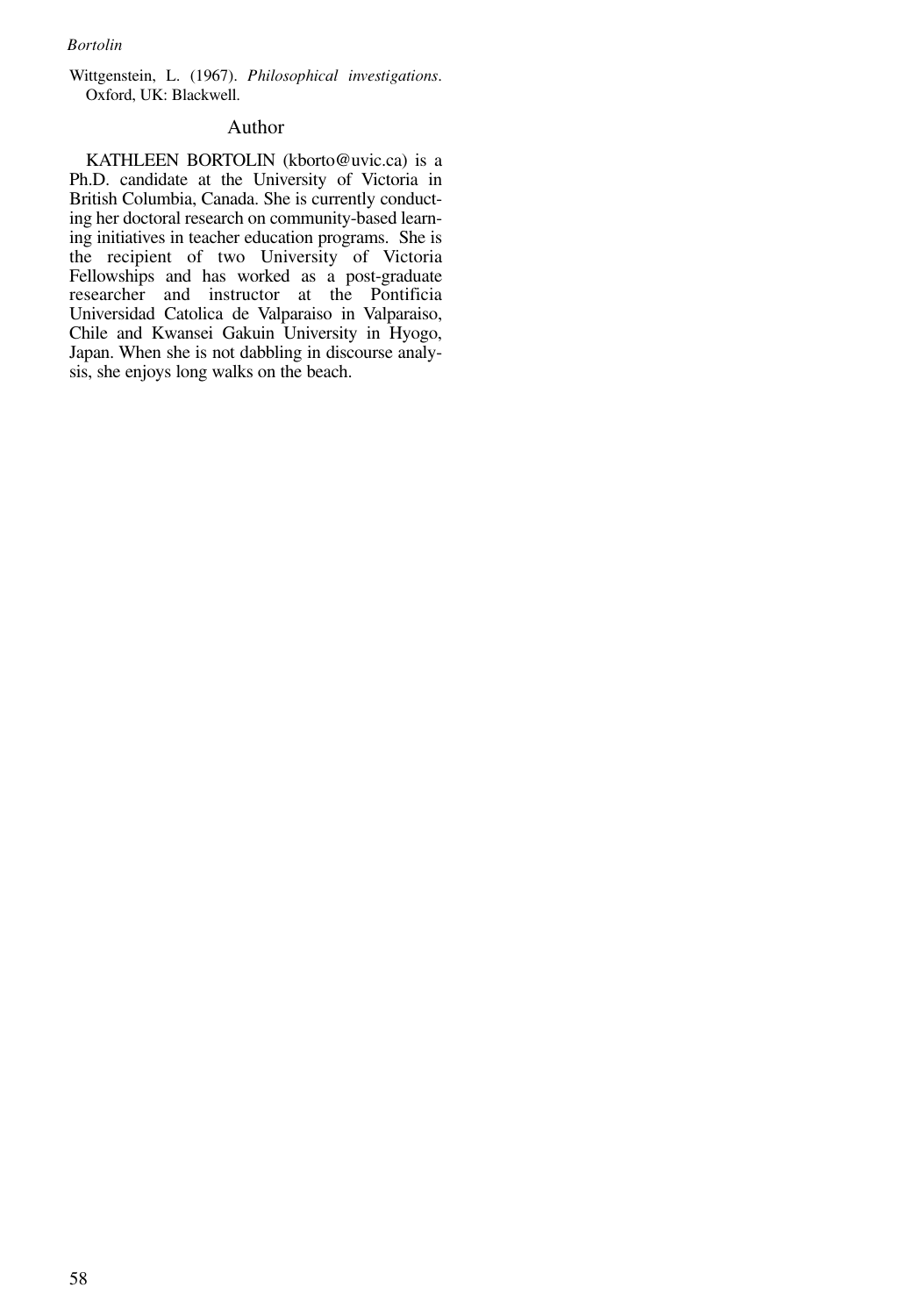Wittgenstein, L. (1967). *Philosophical investigations*. Oxford, UK: Blackwell.

## Author

KATHLEEN BORTOLIN (kborto@uvic.ca) is a Ph.D. candidate at the University of Victoria in British Columbia, Canada. She is currently conducting her doctoral research on community-based learning initiatives in teacher education programs. She is the recipient of two University of Victoria Fellowships and has worked as a post-graduate researcher and instructor at the Pontificia Universidad Catolica de Valparaiso in Valparaiso, Chile and Kwansei Gakuin University in Hyogo, Japan. When she is not dabbling in discourse analysis, she enjoys long walks on the beach.